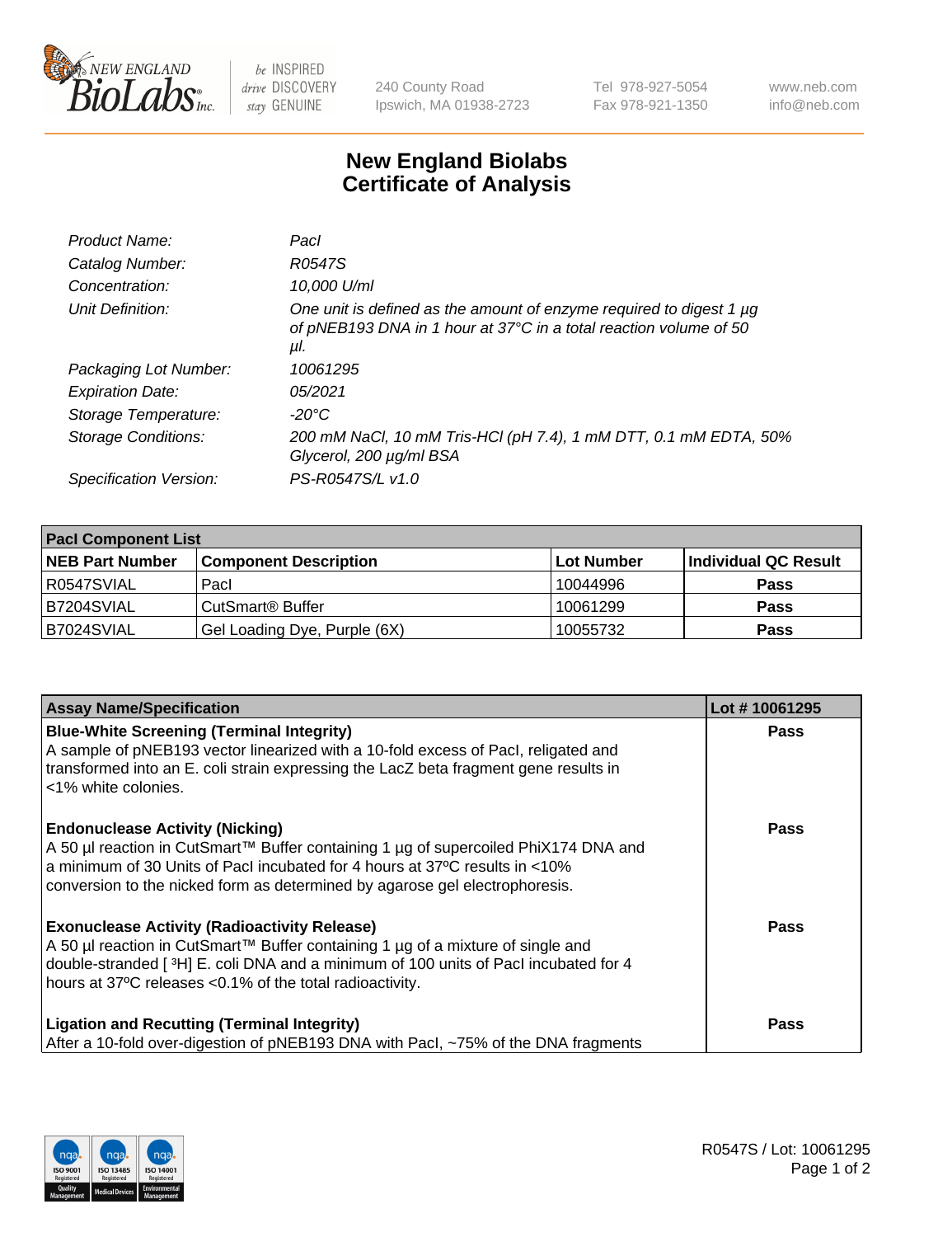New England Biolabs — be INSPIRED drive DISCOVERY stay GENUINE

240 County Road
Ipswich, MA 01938-2723

Tel 978-927-5054
Fax 978-921-1350

www.neb.com
info@neb.com

# New England Biolabs Certificate of Analysis

| | |
|---|---|
| *Product Name:* | *PacI* |
| *Catalog Number:* | *R0547S* |
| *Concentration:* | *10,000 U/ml* |
| *Unit Definition:* | *One unit is defined as the amount of enzyme required to digest 1 µg of pNEB193 DNA in 1 hour at 37°C in a total reaction volume of 50 µl.* |
| *Packaging Lot Number:* | *10061295* |
| *Expiration Date:* | *05/2021* |
| *Storage Temperature:* | *-20°C* |
| *Storage Conditions:* | *200 mM NaCl, 10 mM Tris-HCl (pH 7.4), 1 mM DTT, 0.1 mM EDTA, 50% Glycerol, 200 µg/ml BSA* |
| *Specification Version:* | *PS-R0547S/L v1.0* |

| PacI Component List | | | |
|---|---|---|---|
| **NEB Part Number** | **Component Description** | **Lot Number** | **Individual QC Result** |
| R0547SVIAL | PacI | 10044996 | Pass |
| B7204SVIAL | CutSmart® Buffer | 10061299 | Pass |
| B7024SVIAL | Gel Loading Dye, Purple (6X) | 10055732 | Pass |

| Assay Name/Specification | Lot # 10061295 |
|---|---|
| **Blue-White Screening (Terminal Integrity)** A sample of pNEB193 vector linearized with a 10-fold excess of PacI, religated and transformed into an E. coli strain expressing the LacZ beta fragment gene results in <1% white colonies. | Pass |
| **Endonuclease Activity (Nicking)** A 50 µl reaction in CutSmart™ Buffer containing 1 µg of supercoiled PhiX174 DNA and a minimum of 30 Units of PacI incubated for 4 hours at 37ºC results in <10% conversion to the nicked form as determined by agarose gel electrophoresis. | Pass |
| **Exonuclease Activity (Radioactivity Release)** A 50 µl reaction in CutSmart™ Buffer containing 1 µg of a mixture of single and double-stranded [ $^3$H] E. coli DNA and a minimum of 100 units of PacI incubated for 4 hours at 37ºC releases <0.1% of the total radioactivity. | Pass |
| **Ligation and Recutting (Terminal Integrity)** After a 10-fold over-digestion of pNEB193 DNA with PacI, ~75% of the DNA fragments | Pass |

R0547S / Lot: 10061295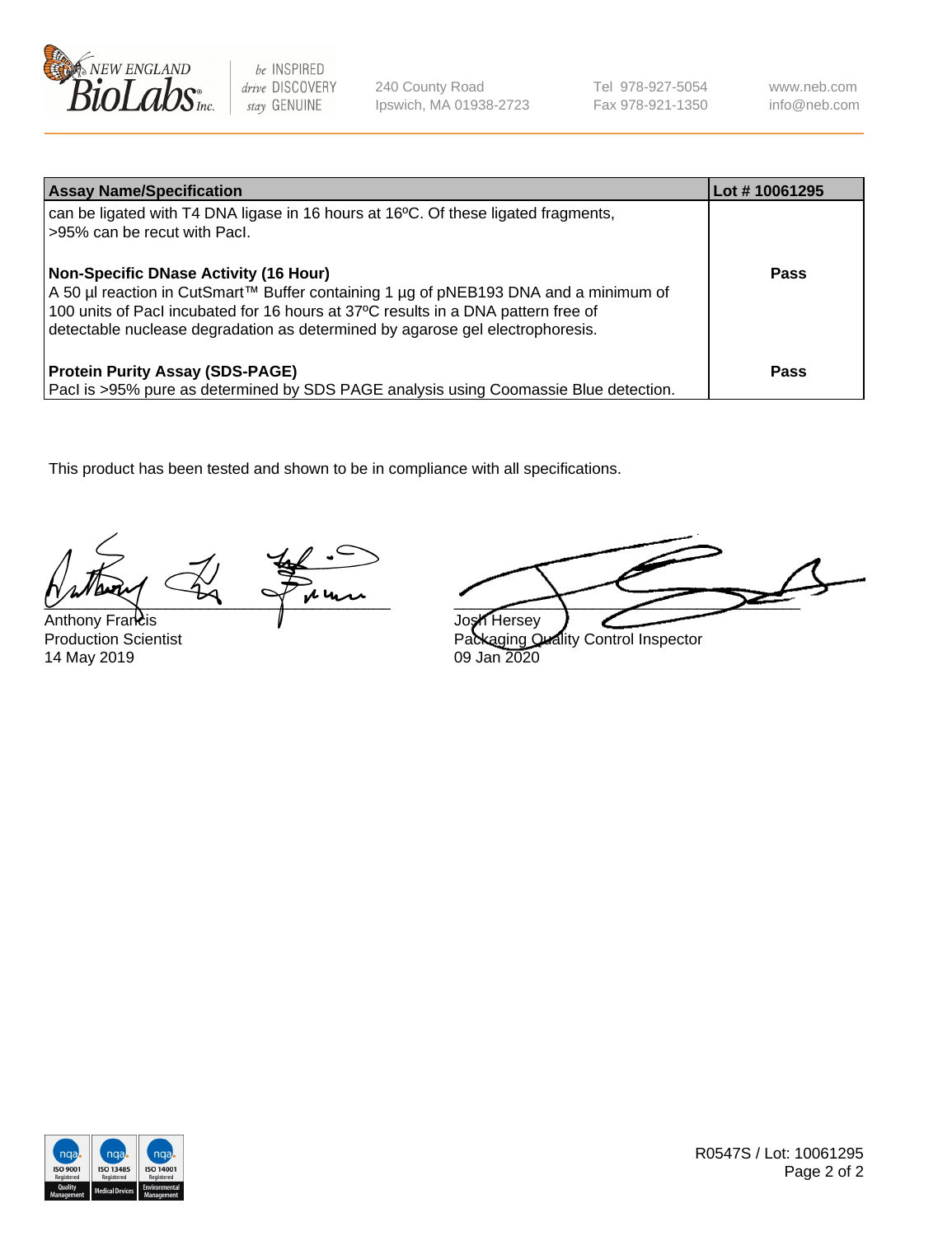| Assay Name/Specification | Lot # 10061295 |
| --- | --- |
| can be ligated with T4 DNA ligase in 16 hours at 16ºC. Of these ligated fragments, >95% can be recut with PacI. | |
| **Non-Specific DNase Activity (16 Hour)** A 50 µl reaction in CutSmart™ Buffer containing 1 µg of pNEB193 DNA and a minimum of 100 units of PacI incubated for 16 hours at 37ºC results in a DNA pattern free of detectable nuclease degradation as determined by agarose gel electrophoresis. | **Pass** |
| **Protein Purity Assay (SDS-PAGE)** PacI is >95% pure as determined by SDS PAGE analysis using Coomassie Blue detection. | **Pass** |

This product has been tested and shown to be in compliance with all specifications.

Anthony Francis
Production Scientist
14 May 2019

Josh Hersey
Packaging Quality Control Inspector
09 Jan 2020

R0547S / Lot: 10061295